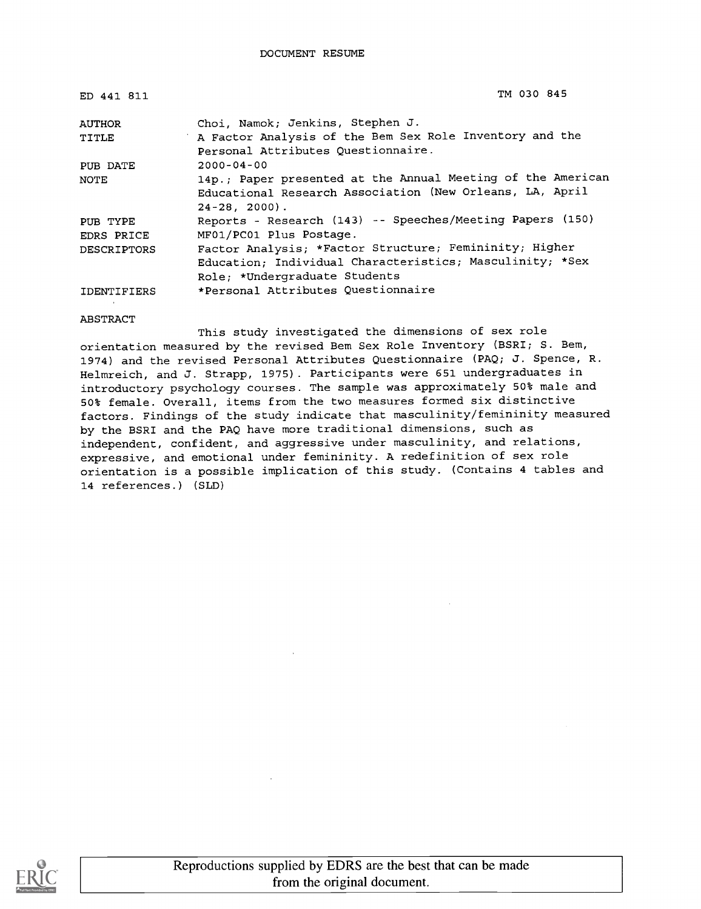DOCUMENT RESUME

| | |
|---|---|
| ED 441 811 | TM 030 845 |
| AUTHOR | Choi, Namok; Jenkins, Stephen J. |
| TITLE | A Factor Analysis of the Bem Sex Role Inventory and the Personal Attributes Questionnaire. |
| PUB DATE | 2000-04-00 |
| NOTE | 14p.; Paper presented at the Annual Meeting of the American Educational Research Association (New Orleans, LA, April 24-28, 2000). |
| PUB TYPE | Reports - Research (143) -- Speeches/Meeting Papers (150) |
| EDRS PRICE | MF01/PC01 Plus Postage. |
| DESCRIPTORS | Factor Analysis; *Factor Structure; Femininity; Higher Education; Individual Characteristics; Masculinity; *Sex Role; *Undergraduate Students |
| IDENTIFIERS | *Personal Attributes Questionnaire |

ABSTRACT

This study investigated the dimensions of sex role orientation measured by the revised Bem Sex Role Inventory (BSRI; S. Bem, 1974) and the revised Personal Attributes Questionnaire (PAQ; J. Spence, R. Helmreich, and J. Strapp, 1975). Participants were 651 undergraduates in introductory psychology courses. The sample was approximately 50% male and 50% female. Overall, items from the two measures formed six distinctive factors. Findings of the study indicate that masculinity/femininity measured by the BSRI and the PAQ have more traditional dimensions, such as independent, confident, and aggressive under masculinity, and relations, expressive, and emotional under femininity. A redefinition of sex role orientation is a possible implication of this study. (Contains 4 tables and 14 references.) (SLD)

Reproductions supplied by EDRS are the best that can be made from the original document.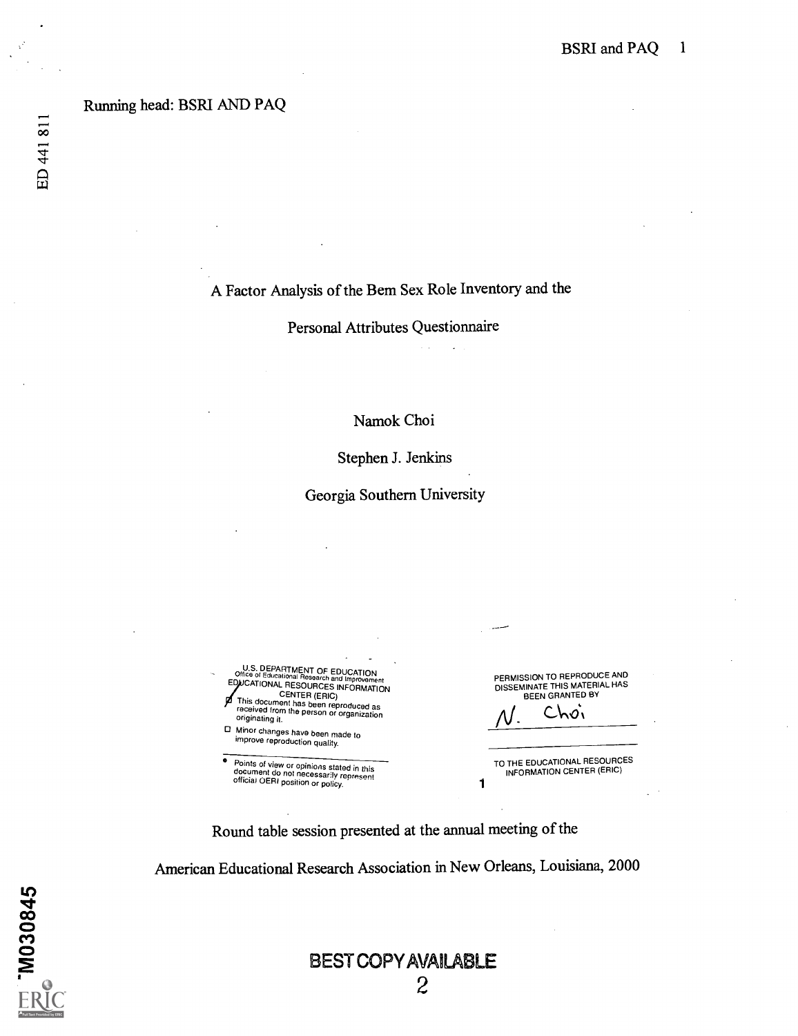Running head: BSRI AND PAQ

ED 441 811

# A Factor Analysis of the Bem Sex Role Inventory and the Personal Attributes Questionnaire

Namok Choi

Stephen J. Jenkins

Georgia Southern University

U.S. DEPARTMENT OF EDUCATION
Office of Educational Research and Improvement
EDUCATIONAL RESOURCES INFORMATION CENTER (ERIC)

- [x] This document has been reproduced as received from the person or organization originating it.
- [ ] Minor changes have been made to improve reproduction quality.

- Points of view or opinions stated in this document do not necessarily represent official OERI position or policy.

PERMISSION TO REPRODUCE AND DISSEMINATE THIS MATERIAL HAS BEEN GRANTED BY

N. Choi

TO THE EDUCATIONAL RESOURCES INFORMATION CENTER (ERIC)

1

Round table session presented at the annual meeting of the

American Educational Research Association in New Orleans, Louisiana, 2000

TM030845

BEST COPY AVAILABLE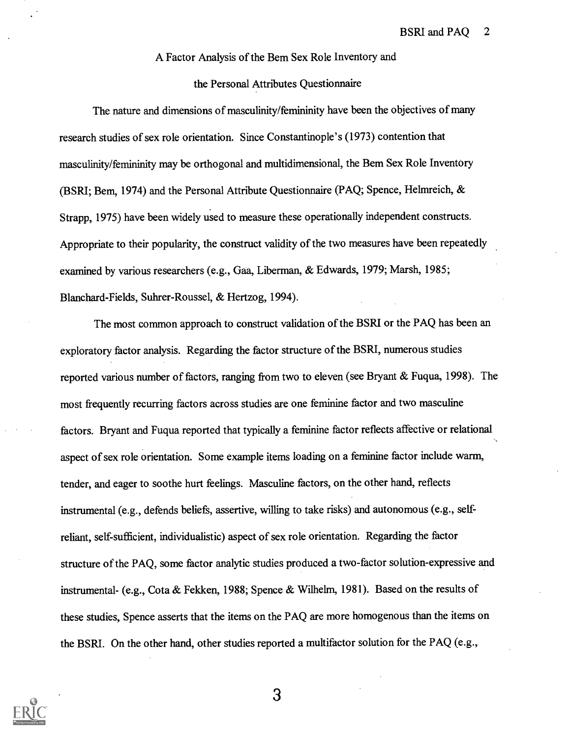A Factor Analysis of the Bem Sex Role Inventory and

the Personal Attributes Questionnaire

The nature and dimensions of masculinity/femininity have been the objectives of many research studies of sex role orientation. Since Constantinople's (1973) contention that masculinity/femininity may be orthogonal and multidimensional, the Bem Sex Role Inventory (BSRI; Bem, 1974) and the Personal Attribute Questionnaire (PAQ; Spence, Helmreich, & Strapp, 1975) have been widely used to measure these operationally independent constructs. Appropriate to their popularity, the construct validity of the two measures have been repeatedly examined by various researchers (e.g., Gaa, Liberman, & Edwards, 1979; Marsh, 1985; Blanchard-Fields, Suhrer-Roussel, & Hertzog, 1994).

The most common approach to construct validation of the BSRI or the PAQ has been an exploratory factor analysis. Regarding the factor structure of the BSRI, numerous studies reported various number of factors, ranging from two to eleven (see Bryant & Fuqua, 1998). The most frequently recurring factors across studies are one feminine factor and two masculine factors. Bryant and Fuqua reported that typically a feminine factor reflects affective or relational aspect of sex role orientation. Some example items loading on a feminine factor include warm, tender, and eager to soothe hurt feelings. Masculine factors, on the other hand, reflects instrumental (e.g., defends beliefs, assertive, willing to take risks) and autonomous (e.g., self-reliant, self-sufficient, individualistic) aspect of sex role orientation. Regarding the factor structure of the PAQ, some factor analytic studies produced a two-factor solution-expressive and instrumental- (e.g., Cota & Fekken, 1988; Spence & Wilhelm, 1981). Based on the results of these studies, Spence asserts that the items on the PAQ are more homogenous than the items on the BSRI. On the other hand, other studies reported a multifactor solution for the PAQ (e.g.,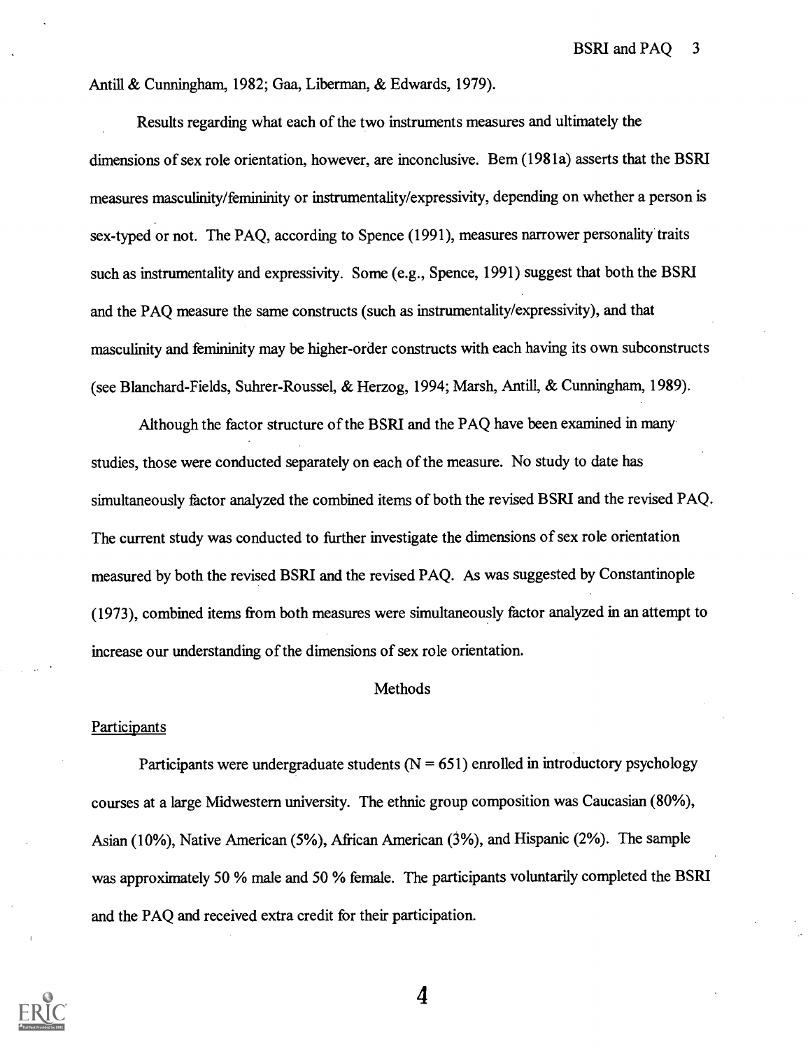Antill & Cunningham, 1982; Gaa, Liberman, & Edwards, 1979).

Results regarding what each of the two instruments measures and ultimately the dimensions of sex role orientation, however, are inconclusive. Bem (1981a) asserts that the BSRI measures masculinity/femininity or instrumentality/expressivity, depending on whether a person is sex-typed or not. The PAQ, according to Spence (1991), measures narrower personality traits such as instrumentality and expressivity. Some (e.g., Spence, 1991) suggest that both the BSRI and the PAQ measure the same constructs (such as instrumentality/expressivity), and that masculinity and femininity may be higher-order constructs with each having its own subconstructs (see Blanchard-Fields, Suhrer-Roussel, & Herzog, 1994; Marsh, Antill, & Cunningham, 1989).

Although the factor structure of the BSRI and the PAQ have been examined in many studies, those were conducted separately on each of the measure. No study to date has simultaneously factor analyzed the combined items of both the revised BSRI and the revised PAQ. The current study was conducted to further investigate the dimensions of sex role orientation measured by both the revised BSRI and the revised PAQ. As was suggested by Constantinople (1973), combined items from both measures were simultaneously factor analyzed in an attempt to increase our understanding of the dimensions of sex role orientation.

## Methods

### Participants

Participants were undergraduate students (N = 651) enrolled in introductory psychology courses at a large Midwestern university. The ethnic group composition was Caucasian (80%), Asian (10%), Native American (5%), African American (3%), and Hispanic (2%). The sample was approximately 50 % male and 50 % female. The participants voluntarily completed the BSRI and the PAQ and received extra credit for their participation.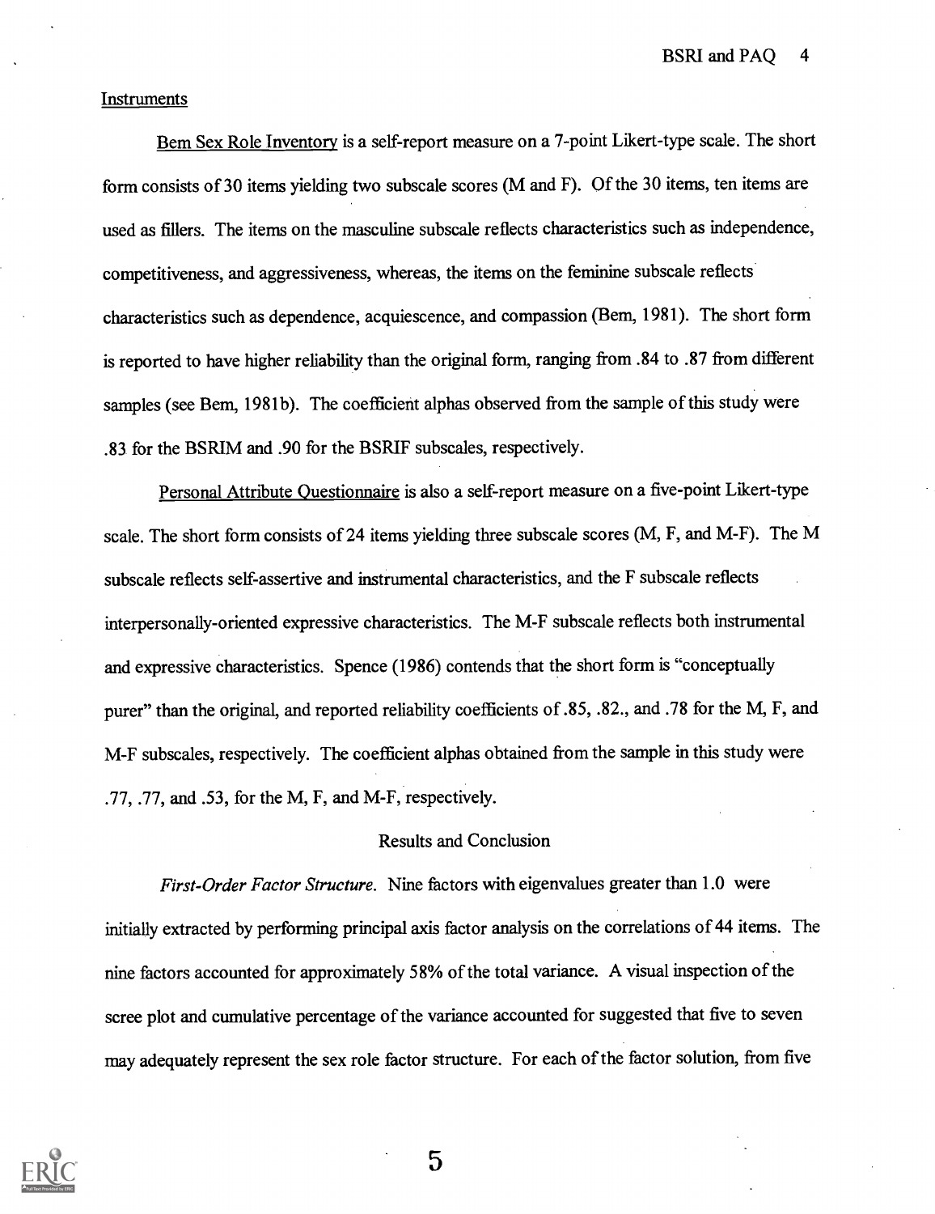## Instruments

Bem Sex Role Inventory is a self-report measure on a 7-point Likert-type scale. The short form consists of 30 items yielding two subscale scores (M and F). Of the 30 items, ten items are used as fillers. The items on the masculine subscale reflects characteristics such as independence, competitiveness, and aggressiveness, whereas, the items on the feminine subscale reflects characteristics such as dependence, acquiescence, and compassion (Bem, 1981). The short form is reported to have higher reliability than the original form, ranging from .84 to .87 from different samples (see Bem, 1981b). The coefficient alphas observed from the sample of this study were .83 for the BSRIM and .90 for the BSRIF subscales, respectively.

Personal Attribute Questionnaire is also a self-report measure on a five-point Likert-type scale. The short form consists of 24 items yielding three subscale scores (M, F, and M-F). The M subscale reflects self-assertive and instrumental characteristics, and the F subscale reflects interpersonally-oriented expressive characteristics. The M-F subscale reflects both instrumental and expressive characteristics. Spence (1986) contends that the short form is "conceptually purer" than the original, and reported reliability coefficients of .85, .82., and .78 for the M, F, and M-F subscales, respectively. The coefficient alphas obtained from the sample in this study were .77, .77, and .53, for the M, F, and M-F, respectively.

## Results and Conclusion

*First-Order Factor Structure.* Nine factors with eigenvalues greater than 1.0 were initially extracted by performing principal axis factor analysis on the correlations of 44 items. The nine factors accounted for approximately 58% of the total variance. A visual inspection of the scree plot and cumulative percentage of the variance accounted for suggested that five to seven may adequately represent the sex role factor structure. For each of the factor solution, from five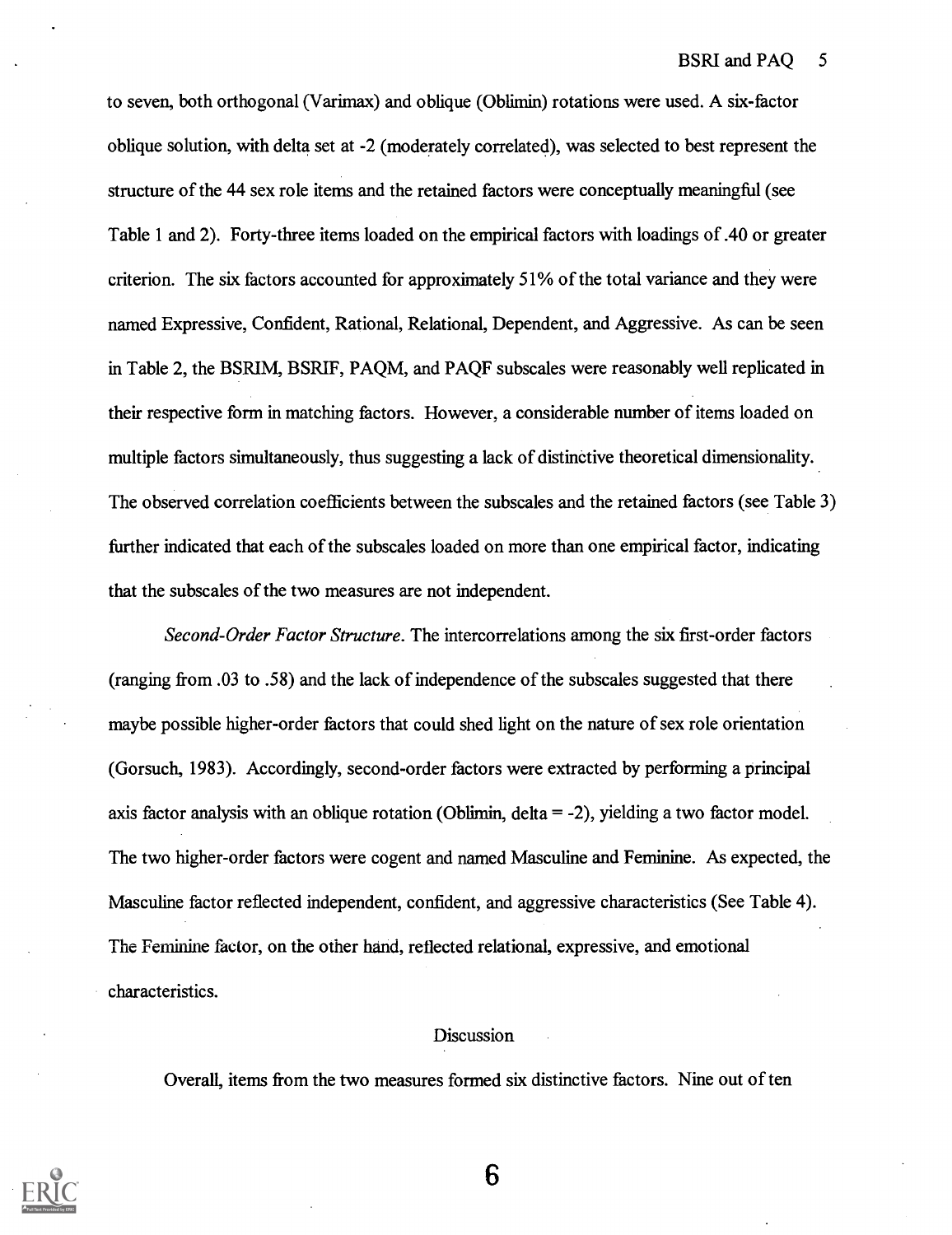to seven, both orthogonal (Varimax) and oblique (Oblimin) rotations were used. A six-factor oblique solution, with delta set at -2 (moderately correlated), was selected to best represent the structure of the 44 sex role items and the retained factors were conceptually meaningful (see Table 1 and 2). Forty-three items loaded on the empirical factors with loadings of .40 or greater criterion. The six factors accounted for approximately 51% of the total variance and they were named Expressive, Confident, Rational, Relational, Dependent, and Aggressive. As can be seen in Table 2, the BSRIM, BSRIF, PAQM, and PAQF subscales were reasonably well replicated in their respective form in matching factors. However, a considerable number of items loaded on multiple factors simultaneously, thus suggesting a lack of distinctive theoretical dimensionality. The observed correlation coefficients between the subscales and the retained factors (see Table 3) further indicated that each of the subscales loaded on more than one empirical factor, indicating that the subscales of the two measures are not independent.

*Second-Order Factor Structure*. The intercorrelations among the six first-order factors (ranging from .03 to .58) and the lack of independence of the subscales suggested that there maybe possible higher-order factors that could shed light on the nature of sex role orientation (Gorsuch, 1983). Accordingly, second-order factors were extracted by performing a principal axis factor analysis with an oblique rotation (Oblimin, delta = -2), yielding a two factor model. The two higher-order factors were cogent and named Masculine and Feminine. As expected, the Masculine factor reflected independent, confident, and aggressive characteristics (See Table 4). The Feminine factor, on the other hand, reflected relational, expressive, and emotional characteristics.

## Discussion

Overall, items from the two measures formed six distinctive factors. Nine out of ten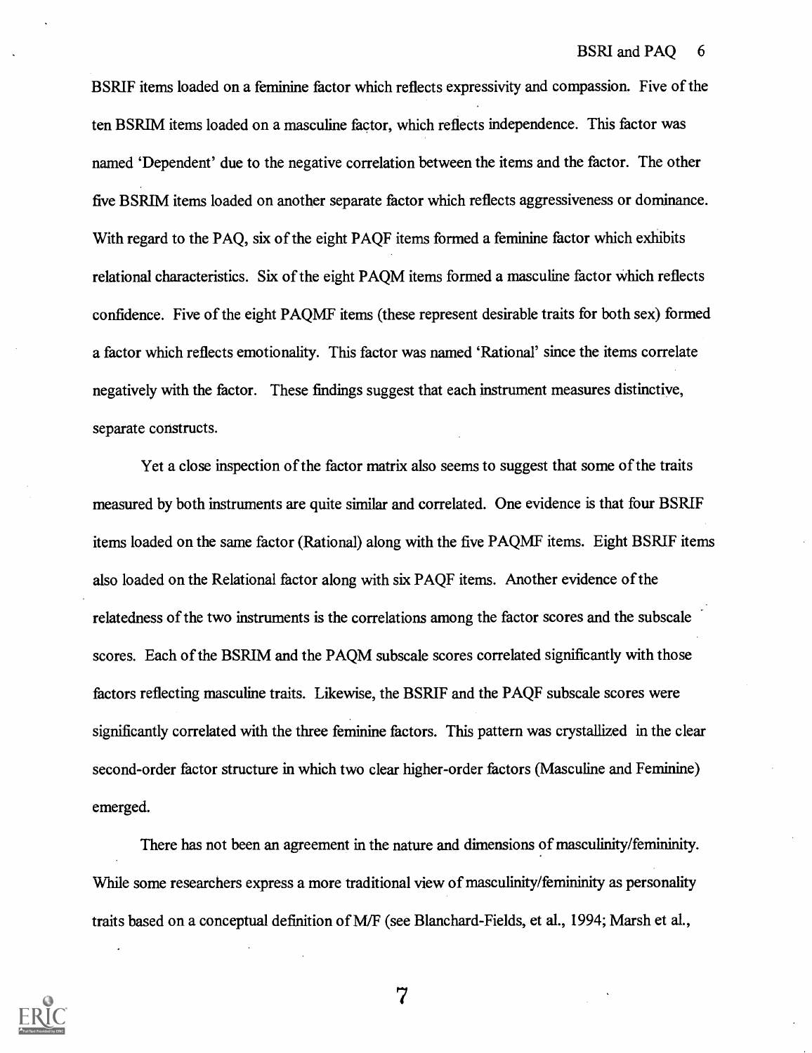BSRIF items loaded on a feminine factor which reflects expressivity and compassion. Five of the ten BSRIM items loaded on a masculine factor, which reflects independence. This factor was named 'Dependent' due to the negative correlation between the items and the factor. The other five BSRIM items loaded on another separate factor which reflects aggressiveness or dominance. With regard to the PAQ, six of the eight PAQF items formed a feminine factor which exhibits relational characteristics. Six of the eight PAQM items formed a masculine factor which reflects confidence. Five of the eight PAQMF items (these represent desirable traits for both sex) formed a factor which reflects emotionality. This factor was named 'Rational' since the items correlate negatively with the factor. These findings suggest that each instrument measures distinctive, separate constructs.

Yet a close inspection of the factor matrix also seems to suggest that some of the traits measured by both instruments are quite similar and correlated. One evidence is that four BSRIF items loaded on the same factor (Rational) along with the five PAQMF items. Eight BSRIF items also loaded on the Relational factor along with six PAQF items. Another evidence of the relatedness of the two instruments is the correlations among the factor scores and the subscale scores. Each of the BSRIM and the PAQM subscale scores correlated significantly with those factors reflecting masculine traits. Likewise, the BSRIF and the PAQF subscale scores were significantly correlated with the three feminine factors. This pattern was crystallized in the clear second-order factor structure in which two clear higher-order factors (Masculine and Feminine) emerged.

There has not been an agreement in the nature and dimensions of masculinity/femininity. While some researchers express a more traditional view of masculinity/femininity as personality traits based on a conceptual definition of M/F (see Blanchard-Fields, et al., 1994; Marsh et al.,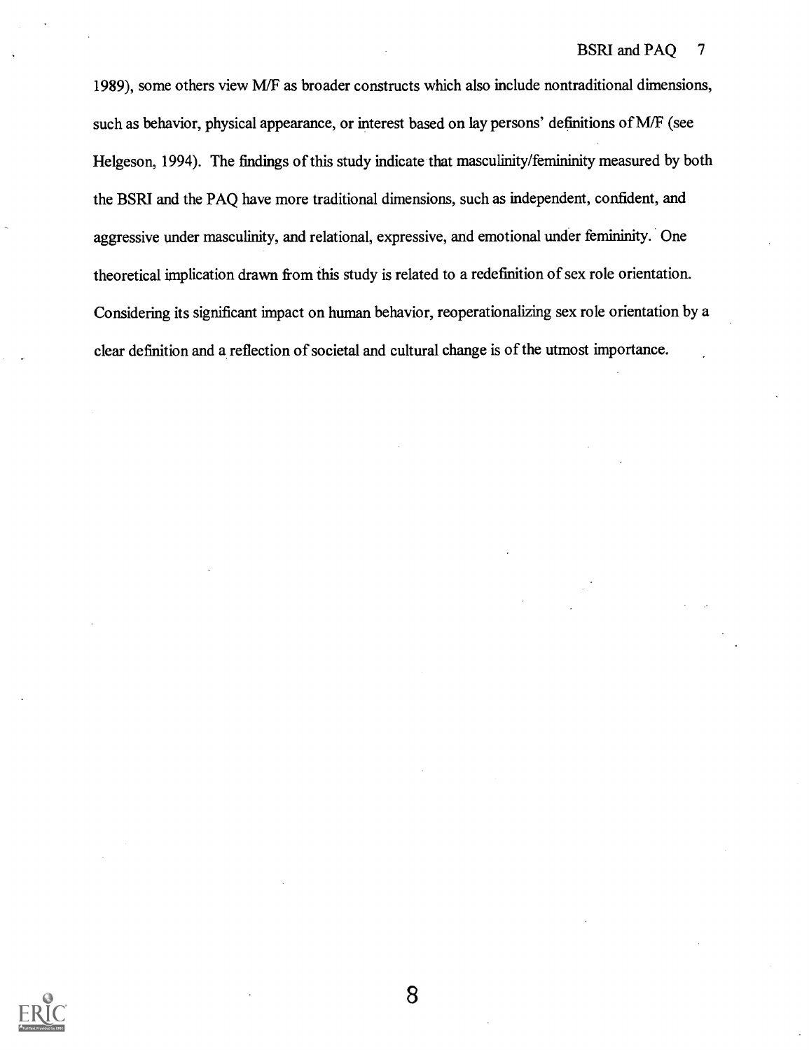1989), some others view M/F as broader constructs which also include nontraditional dimensions, such as behavior, physical appearance, or interest based on lay persons' definitions of M/F (see Helgeson, 1994). The findings of this study indicate that masculinity/femininity measured by both the BSRI and the PAQ have more traditional dimensions, such as independent, confident, and aggressive under masculinity, and relational, expressive, and emotional under femininity. One theoretical implication drawn from this study is related to a redefinition of sex role orientation. Considering its significant impact on human behavior, reoperationalizing sex role orientation by a clear definition and a reflection of societal and cultural change is of the utmost importance.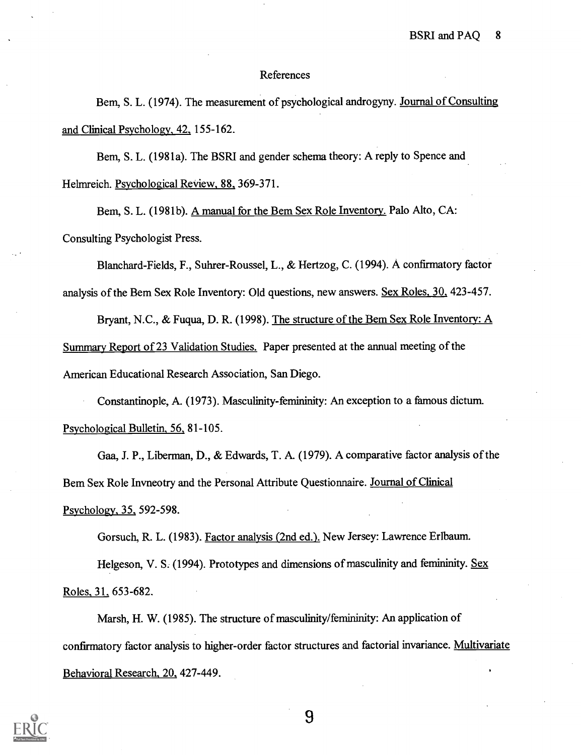# References

Bem, S. L. (1974). The measurement of psychological androgyny. Journal of Consulting and Clinical Psychology, 42, 155-162.

Bem, S. L. (1981a). The BSRI and gender schema theory: A reply to Spence and Helmreich. Psychological Review, 88, 369-371.

Bem, S. L. (1981b). A manual for the Bem Sex Role Inventory. Palo Alto, CA: Consulting Psychologist Press.

Blanchard-Fields, F., Suhrer-Roussel, L., & Hertzog, C. (1994). A confirmatory factor analysis of the Bem Sex Role Inventory: Old questions, new answers. Sex Roles, 30, 423-457.

Bryant, N.C., & Fuqua, D. R. (1998). The structure of the Bem Sex Role Inventory: A Summary Report of 23 Validation Studies. Paper presented at the annual meeting of the American Educational Research Association, San Diego.

Constantinople, A. (1973). Masculinity-femininity: An exception to a famous dictum. Psychological Bulletin, 56, 81-105.

Gaa, J. P., Liberman, D., & Edwards, T. A. (1979). A comparative factor analysis of the Bem Sex Role Invneotry and the Personal Attribute Questionnaire. Journal of Clinical Psychology, 35, 592-598.

Gorsuch, R. L. (1983). Factor analysis (2nd ed.). New Jersey: Lawrence Erlbaum.

Helgeson, V. S. (1994). Prototypes and dimensions of masculinity and femininity. Sex Roles, 31, 653-682.

Marsh, H. W. (1985). The structure of masculinity/femininity: An application of confirmatory factor analysis to higher-order factor structures and factorial invariance. Multivariate Behavioral Research, 20, 427-449.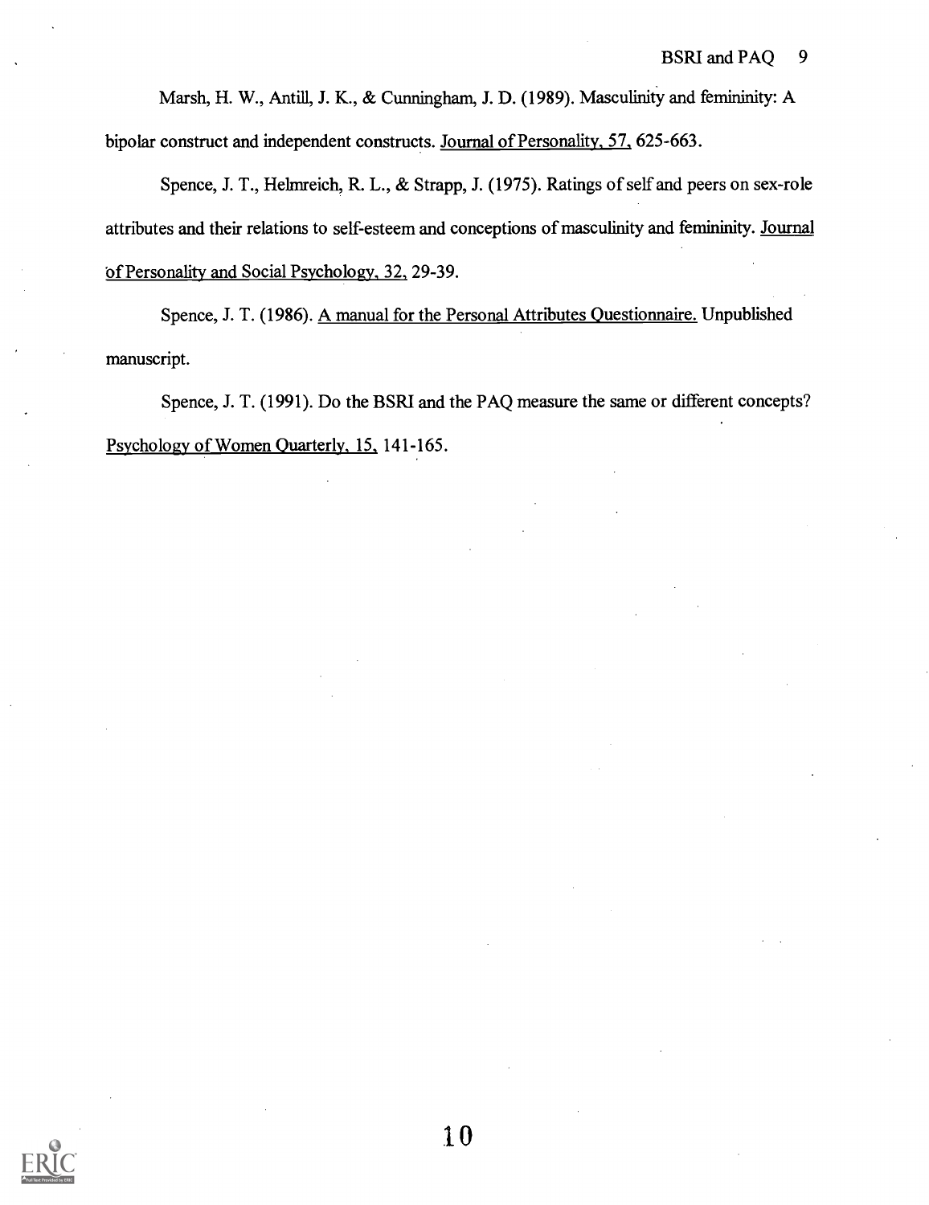Marsh, H. W., Antill, J. K., & Cunningham, J. D. (1989). Masculinity and femininity: A bipolar construct and independent constructs. Journal of Personality, 57, 625-663.

Spence, J. T., Helmreich, R. L., & Strapp, J. (1975). Ratings of self and peers on sex-role attributes and their relations to self-esteem and conceptions of masculinity and femininity. Journal of Personality and Social Psychology, 32, 29-39.

Spence, J. T. (1986). A manual for the Personal Attributes Questionnaire. Unpublished manuscript.

Spence, J. T. (1991). Do the BSRI and the PAQ measure the same or different concepts? Psychology of Women Quarterly, 15, 141-165.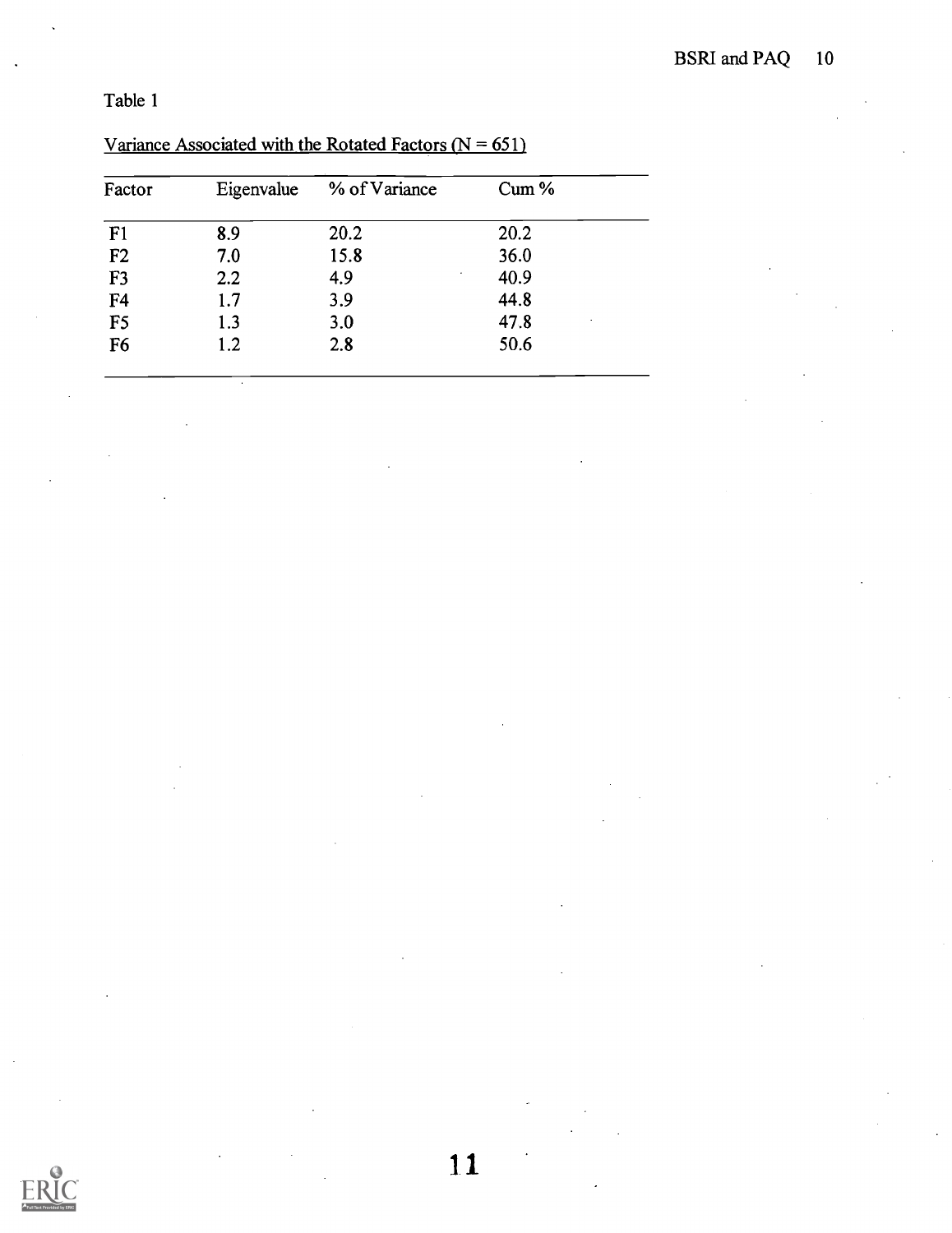Table 1

Variance Associated with the Rotated Factors (N = 651)

| Factor | Eigenvalue | % of Variance | Cum % |
|---|---|---|---|
| F1 | 8.9 | 20.2 | 20.2 |
| F2 | 7.0 | 15.8 | 36.0 |
| F3 | 2.2 | 4.9 | 40.9 |
| F4 | 1.7 | 3.9 | 44.8 |
| F5 | 1.3 | 3.0 | 47.8 |
| F6 | 1.2 | 2.8 | 50.6 |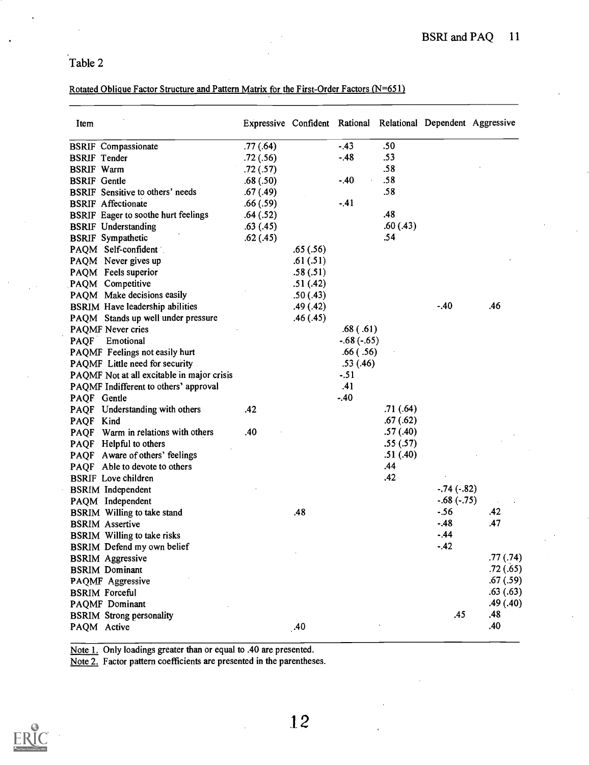Table 2

Rotated Oblique Factor Structure and Pattern Matrix for the First-Order Factors (N=651)

| Item | Expressive | Confident | Rational | Relational | Dependent | Aggressive |
|---|---|---|---|---|---|---|
| BSRIF Compassionate | .77 (.64) | | -.43 | .50 | | |
| BSRIF Tender | .72 (.56) | | -.48 | .53 | | |
| BSRIF Warm | .72 (.57) | | | .58 | | |
| BSRIF Gentle | .68 (.50) | | -.40 | .58 | | |
| BSRIF Sensitive to others' needs | .67 (.49) | | | .58 | | |
| BSRIF Affectionate | .66 (.59) | | -.41 | | | |
| BSRIF Eager to soothe hurt feelings | .64 (.52) | | | .48 | | |
| BSRIF Understanding | .63 (.45) | | | .60 (.43) | | |
| BSRIF Sympathetic | .62 (.45) | | | .54 | | |
| PAQM Self-confident | | .65 (.56) | | | | |
| PAQM Never gives up | | .61 (.51) | | | | |
| PAQM Feels superior | | .58 (.51) | | | | |
| PAQM Competitive | | .51 (.42) | | | | |
| PAQM Make decisions easily | | .50 (.43) | | | | |
| BSRIM Have leadership abilities | | .49 (.42) | | | -.40 | .46 |
| PAQM Stands up well under pressure | | .46 (.45) | | | | |
| PAQMF Never cries | | | .68 ( .61) | | | |
| PAQF Emotional | | | -.68 (-.65) | | | |
| PAQMF Feelings not easily hurt | | | .66 ( .56) | | | |
| PAQMF Little need for security | | | .53 (.46) | | | |
| PAQMF Not at all excitable in major crisis | | | -.51 | | | |
| PAQMF Indifferent to others' approval | | | .41 | | | |
| PAQF Gentle | | | -.40 | | | |
| PAQF Understanding with others | .42 | | | .71 (.64) | | |
| PAQF Kind | | | | .67 (.62) | | |
| PAQF Warm in relations with others | .40 | | | .57 (.40) | | |
| PAQF Helpful to others | | | | .55 (.57) | | |
| PAQF Aware of others' feelings | | | | .51 (.40) | | |
| PAQF Able to devote to others | | | | .44 | | |
| BSRIF Love children | | | | .42 | | |
| BSRIM Independent | | | | | -.74 (-.82) | |
| PAQM Independent | | | | | -.68 (-.75) | |
| BSRIM Willing to take stand | | .48 | | | -.56 | .42 |
| BSRIM Assertive | | | | | -.48 | .47 |
| BSRIM Willing to take risks | | | | | -.44 | |
| BSRIM Defend my own belief | | | | | -.42 | |
| BSRIM Aggressive | | | | | | .77 (.74) |
| BSRIM Dominant | | | | | | .72 (.65) |
| PAQMF Aggressive | | | | | | .67 (.59) |
| BSRIM Forceful | | | | | | .63 (.63) |
| PAQMF Dominant | | | | | | .49 (.40) |
| BSRIM Strong personality | | | | | .45 | .48 |
| PAQM Active | | .40 | | | | .40 |

Note 1. Only loadings greater than or equal to .40 are presented.

Note 2. Factor pattern coefficients are presented in the parentheses.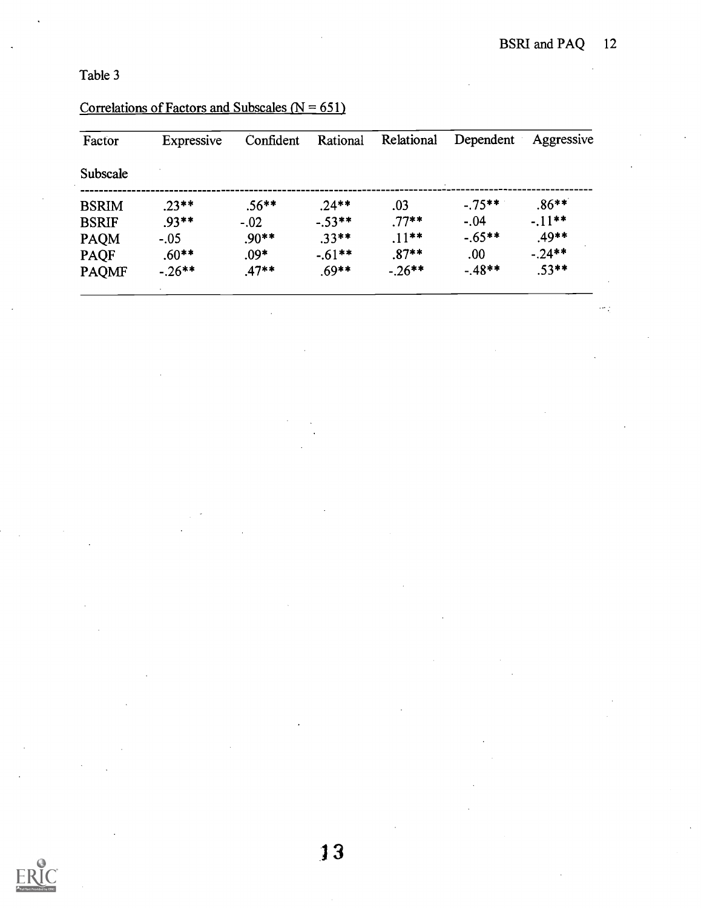Table 3

Correlations of Factors and Subscales (N = 651)

| Factor<br>Subscale | Expressive | Confident | Rational | Relational | Dependent | Aggressive |
|---|---|---|---|---|---|---|
| BSRIM | .23** | .56** | .24** | .03 | -.75** | .86** |
| BSRIF | .93** | -.02 | -.53** | .77** | -.04 | -.11** |
| PAQM | -.05 | .90** | .33** | .11** | -.65** | .49** |
| PAQF | .60** | .09* | -.61** | .87** | .00 | -.24** |
| PAQMF | -.26** | .47** | .69** | -.26** | -.48** | .53** |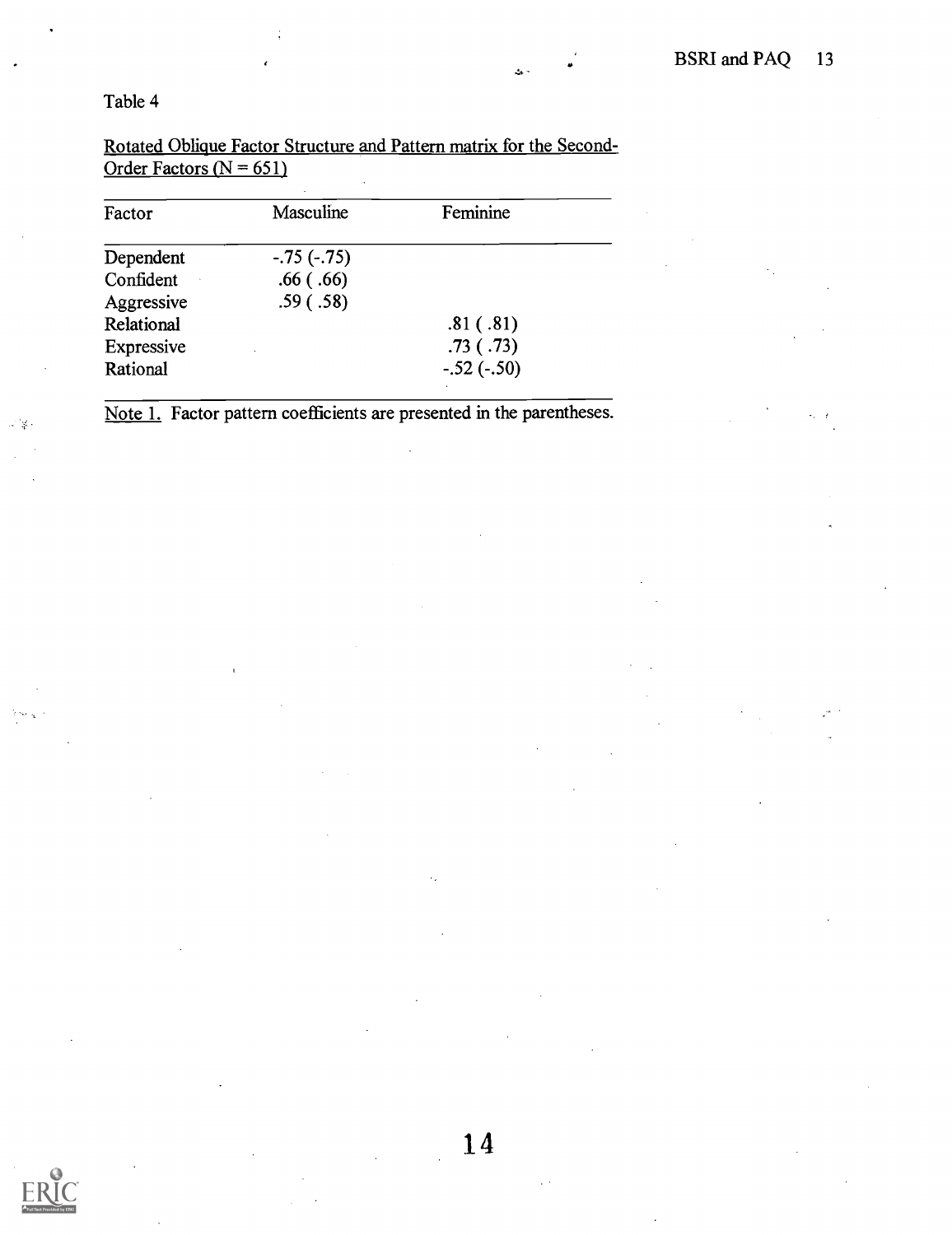Table 4

Rotated Oblique Factor Structure and Pattern matrix for the Second-Order Factors (N = 651)

| Factor | Masculine | Feminine |
| --- | --- | --- |
| Dependent | -.75 (-.75) | |
| Confident | .66 ( .66) | |
| Aggressive | .59 ( .58) | |
| Relational | | .81 ( .81) |
| Expressive | | .73 ( .73) |
| Rational | | -.52 (-.50) |

Note 1. Factor pattern coefficients are presented in the parentheses.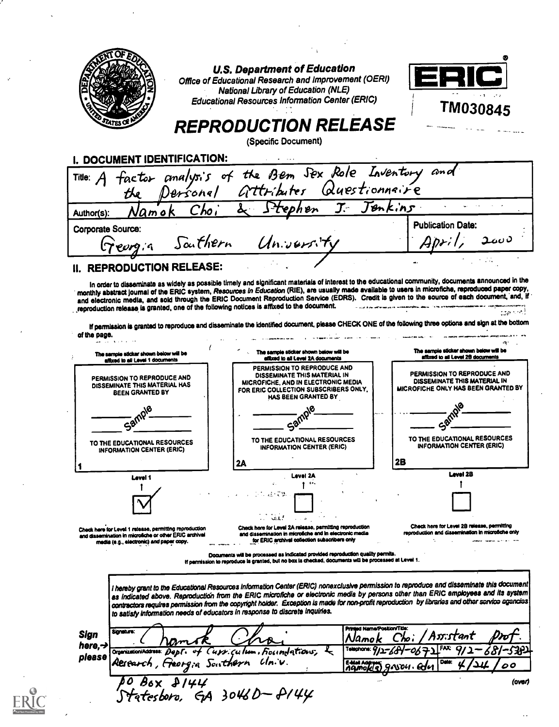U.S. Department of Education
Office of Educational Research and Improvement (OERI)
National Library of Education (NLE)
Educational Resources Information Center (ERIC)

ERIC

TM030845

# REPRODUCTION RELEASE

(Specific Document)

## I. DOCUMENT IDENTIFICATION:

Title: A factor analysis of the Bem Sex Role Inventory and the Personal Attributes Questionnaire

Author(s): Namok Choi & Stephen J. Jenkins

Corporate Source: Georgia Southern University

Publication Date: April, 2000

## II. REPRODUCTION RELEASE:

In order to disseminate as widely as possible timely and significant materials of interest to the educational community, documents announced in the monthly abstract journal of the ERIC system, *Resources in Education* (RIE), are usually made available to users in microfiche, reproduced paper copy, and electronic media, and sold through the ERIC Document Reproduction Service (EDRS). Credit is given to the source of each document, and, if reproduction release is granted, one of the following notices is affixed to the document.

If permission is granted to reproduce and disseminate the identified document, please CHECK ONE of the following three options and sign at the bottom of the page.

| The sample sticker shown below will be affixed to all Level 1 documents | The sample sticker shown below will be affixed to all Level 2A documents | The sample sticker shown below will be affixed to all Level 2B documents |
|---|---|---|
| PERMISSION TO REPRODUCE AND DISSEMINATE THIS MATERIAL HAS BEEN GRANTED BY | PERMISSION TO REPRODUCE AND DISSEMINATE THIS MATERIAL IN MICROFICHE, AND IN ELECTRONIC MEDIA FOR ERIC COLLECTION SUBSCRIBERS ONLY, HAS BEEN GRANTED BY | PERMISSION TO REPRODUCE AND DISSEMINATE THIS MATERIAL IN MICROFICHE ONLY HAS BEEN GRANTED BY |
| Sample | Sample | Sample |
| TO THE EDUCATIONAL RESOURCES INFORMATION CENTER (ERIC) | TO THE EDUCATIONAL RESOURCES INFORMATION CENTER (ERIC) | TO THE EDUCATIONAL RESOURCES INFORMATION CENTER (ERIC) |
| 1 | 2A | 2B |
| Level 1 | Level 2A | Level 2B |
| ☑ | ☐ | ☐ |
| Check here for Level 1 release, permitting reproduction and dissemination in microfiche or other ERIC archival media (e.g., electronic) and paper copy. | Check here for Level 2A release, permitting reproduction and dissemination in microfiche and in electronic media for ERIC archival collection subscribers only | Check here for Level 2B release, permitting reproduction and dissemination in microfiche only |

Documents will be processed as indicated provided reproduction quality permits.
If permission to reproduce is granted, but no box is checked, documents will be processed at Level 1.

*I hereby grant to the Educational Resources Information Center (ERIC) nonexclusive permission to reproduce and disseminate this document as indicated above. Reproduction from the ERIC microfiche or electronic media by persons other than ERIC employees and its system contractors requires permission from the copyright holder. Exception is made for non-profit reproduction by libraries and other service agencies to satisfy information needs of educators in response to discrete inquiries.*

**Sign here, → please**

Signature: Namok Choi

Printed Name/Position/Title: Namok Choi / Assistant Prof.

Organization/Address: Dept. of Curriculum, Foundations, & Research, Georgia Southern Univ.
PO Box 8144
Statesboro, GA 30460-8144

Telephone: 912-681-0672

FAX: 912-681-5382

E-Mail Address: namok@gasou.edu

Date: 4/24/00

(over)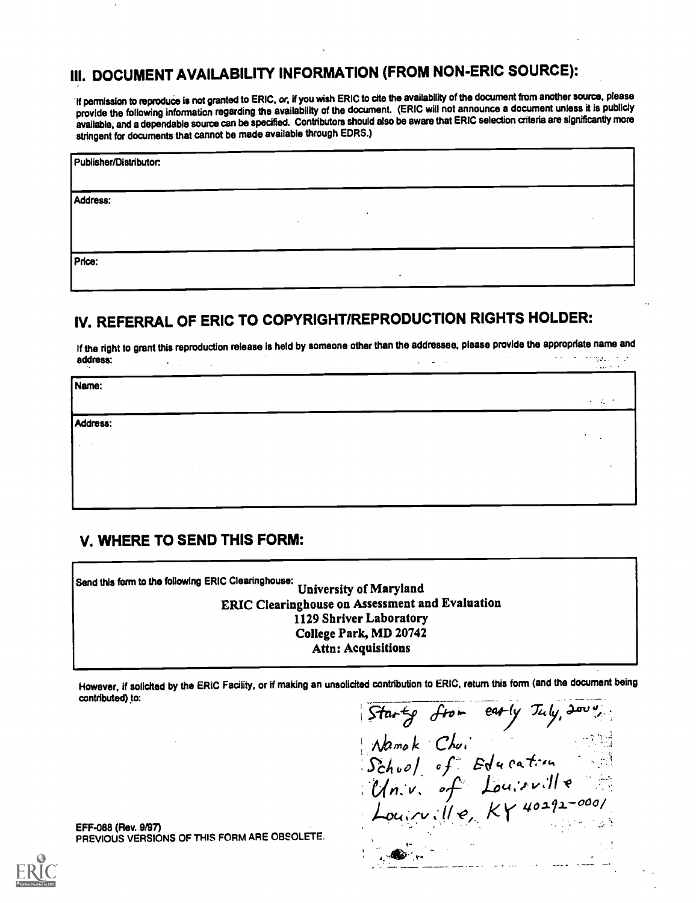## III. DOCUMENT AVAILABILITY INFORMATION (FROM NON-ERIC SOURCE):

If permission to reproduce is not granted to ERIC, *or*, if you wish ERIC to cite the availability of the document from another source, please provide the following information regarding the availability of the document. (ERIC will not announce a document unless it is publicly available, and a dependable source can be specified. Contributors should also be aware that ERIC selection criteria are significantly more stringent for documents that cannot be made available through EDRS.)

| |
|---|
| Publisher/Distributor: |
| Address: |
| Price: |

## IV. REFERRAL OF ERIC TO COPYRIGHT/REPRODUCTION RIGHTS HOLDER:

If the right to grant this reproduction release is held by someone other than the addressee, please provide the appropriate name and address:

| |
|---|
| Name: |
| Address: |

## V. WHERE TO SEND THIS FORM:

Send this form to the following ERIC Clearinghouse:
University of Maryland
ERIC Clearinghouse on Assessment and Evaluation
1129 Shriver Laboratory
College Park, MD 20742
Attn: Acquisitions

However, if solicited by the ERIC Facility, or if making an unsolicited contribution to ERIC, return this form (and the document being contributed) to:

Starting from early July, 2000,
Namok Choi
School of Education
Univ. of Louisville
Louisville, KY 40292-0001

EFF-088 (Rev. 9/97)
PREVIOUS VERSIONS OF THIS FORM ARE OBSOLETE.